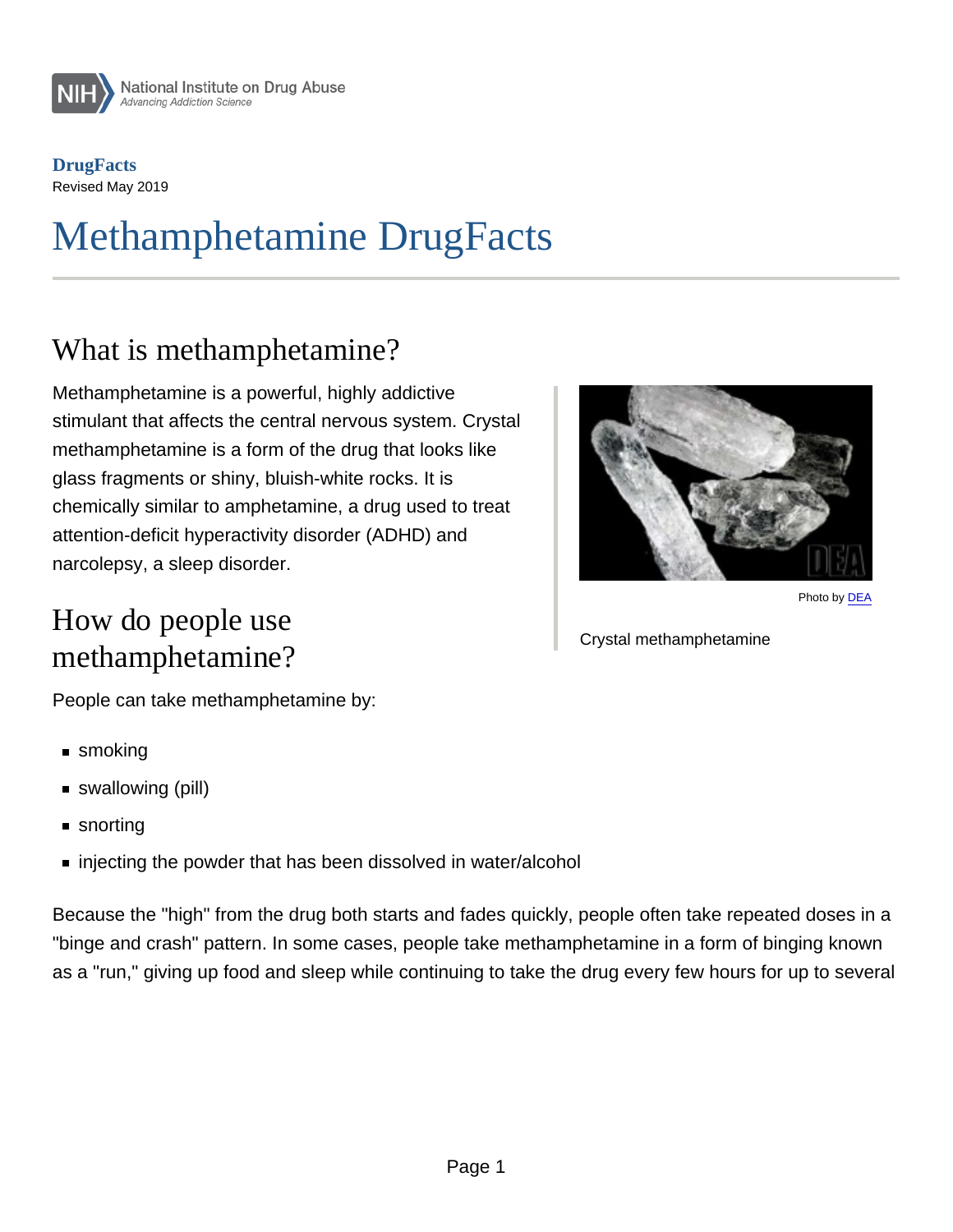**DrugFacts**
Revised May 2019

# Methamphetamine DrugFacts

## What is methamphetamine?

Methamphetamine is a powerful, highly addictive stimulant that affects the central nervous system. Crystal methamphetamine is a form of the drug that looks like glass fragments or shiny, bluish-white rocks. It is chemically similar to amphetamine, a drug used to treat attention-deficit hyperactivity disorder (ADHD) and narcolepsy, a sleep disorder.

Photo by DEA

Crystal methamphetamine

## How do people use methamphetamine?

People can take methamphetamine by:

- smoking
- swallowing (pill)
- snorting
- injecting the powder that has been dissolved in water/alcohol

Because the "high" from the drug both starts and fades quickly, people often take repeated doses in a "binge and crash" pattern. In some cases, people take methamphetamine in a form of binging known as a "run," giving up food and sleep while continuing to take the drug every few hours for up to several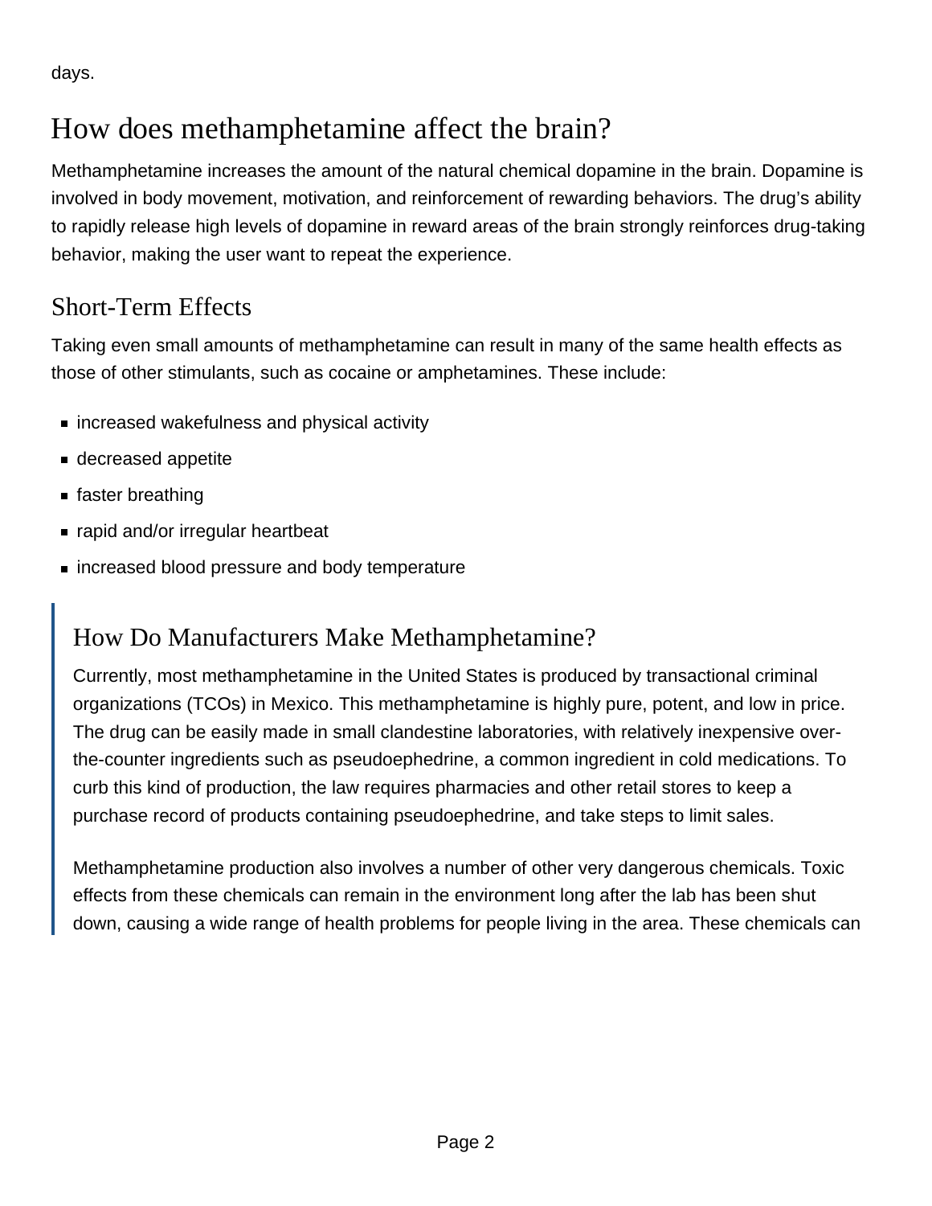days.

# How does methamphetamine affect the brain?

Methamphetamine increases the amount of the natural chemical dopamine in the brain. Dopamine is involved in body movement, motivation, and reinforcement of rewarding behaviors. The drug's ability to rapidly release high levels of dopamine in reward areas of the brain strongly reinforces drug-taking behavior, making the user want to repeat the experience.

## Short-Term Effects

Taking even small amounts of methamphetamine can result in many of the same health effects as those of other stimulants, such as cocaine or amphetamines. These include:

- increased wakefulness and physical activity
- decreased appetite
- faster breathing
- rapid and/or irregular heartbeat
- increased blood pressure and body temperature

> ## How Do Manufacturers Make Methamphetamine?
>
> Currently, most methamphetamine in the United States is produced by transactional criminal organizations (TCOs) in Mexico. This methamphetamine is highly pure, potent, and low in price. The drug can be easily made in small clandestine laboratories, with relatively inexpensive over-the-counter ingredients such as pseudoephedrine, a common ingredient in cold medications. To curb this kind of production, the law requires pharmacies and other retail stores to keep a purchase record of products containing pseudoephedrine, and take steps to limit sales.
>
> Methamphetamine production also involves a number of other very dangerous chemicals. Toxic effects from these chemicals can remain in the environment long after the lab has been shut down, causing a wide range of health problems for people living in the area. These chemicals can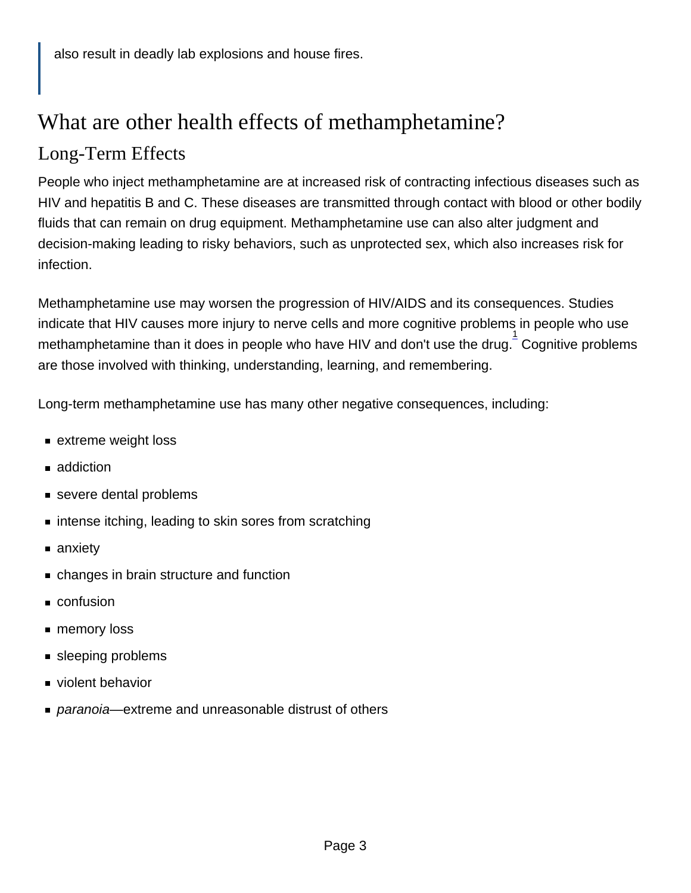> also result in deadly lab explosions and house fires.

## What are other health effects of methamphetamine?

### Long-Term Effects

People who inject methamphetamine are at increased risk of contracting infectious diseases such as HIV and hepatitis B and C. These diseases are transmitted through contact with blood or other bodily fluids that can remain on drug equipment. Methamphetamine use can also alter judgment and decision-making leading to risky behaviors, such as unprotected sex, which also increases risk for infection.

Methamphetamine use may worsen the progression of HIV/AIDS and its consequences. Studies indicate that HIV causes more injury to nerve cells and more cognitive problems in people who use methamphetamine than it does in people who have HIV and don't use the drug.[1] Cognitive problems are those involved with thinking, understanding, learning, and remembering.

Long-term methamphetamine use has many other negative consequences, including:

- extreme weight loss
- addiction
- severe dental problems
- intense itching, leading to skin sores from scratching
- anxiety
- changes in brain structure and function
- confusion
- memory loss
- sleeping problems
- violent behavior
- *paranoia*—extreme and unreasonable distrust of others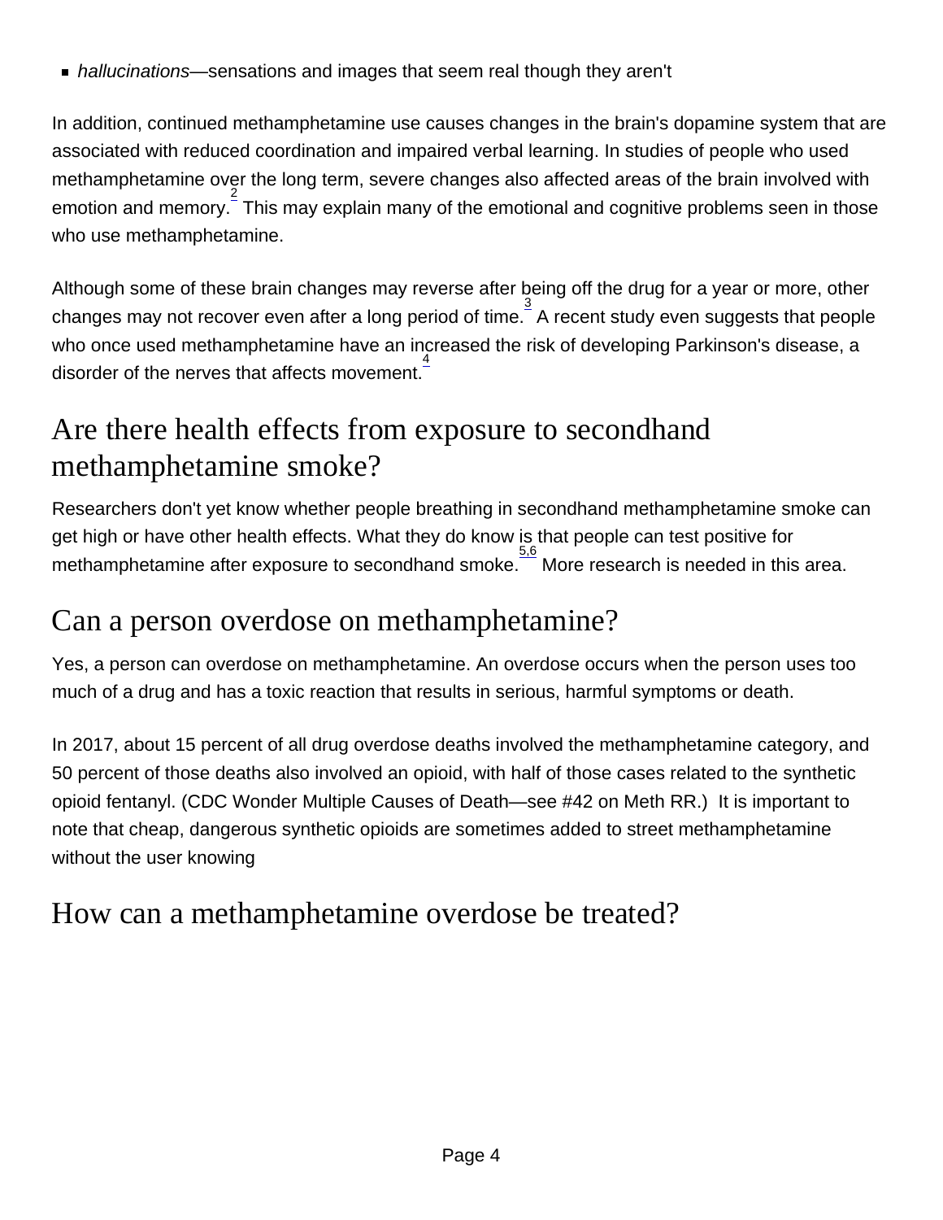- *hallucinations*—sensations and images that seem real though they aren't

In addition, continued methamphetamine use causes changes in the brain's dopamine system that are associated with reduced coordination and impaired verbal learning. In studies of people who used methamphetamine over the long term, severe changes also affected areas of the brain involved with emotion and memory.[2] This may explain many of the emotional and cognitive problems seen in those who use methamphetamine.

Although some of these brain changes may reverse after being off the drug for a year or more, other changes may not recover even after a long period of time.[3] A recent study even suggests that people who once used methamphetamine have an increased the risk of developing Parkinson's disease, a disorder of the nerves that affects movement.[4]

## Are there health effects from exposure to secondhand methamphetamine smoke?

Researchers don't yet know whether people breathing in secondhand methamphetamine smoke can get high or have other health effects. What they do know is that people can test positive for methamphetamine after exposure to secondhand smoke.[5,6] More research is needed in this area.

## Can a person overdose on methamphetamine?

Yes, a person can overdose on methamphetamine. An overdose occurs when the person uses too much of a drug and has a toxic reaction that results in serious, harmful symptoms or death.

In 2017, about 15 percent of all drug overdose deaths involved the methamphetamine category, and 50 percent of those deaths also involved an opioid, with half of those cases related to the synthetic opioid fentanyl. (CDC Wonder Multiple Causes of Death—see #42 on Meth RR.) It is important to note that cheap, dangerous synthetic opioids are sometimes added to street methamphetamine without the user knowing

## How can a methamphetamine overdose be treated?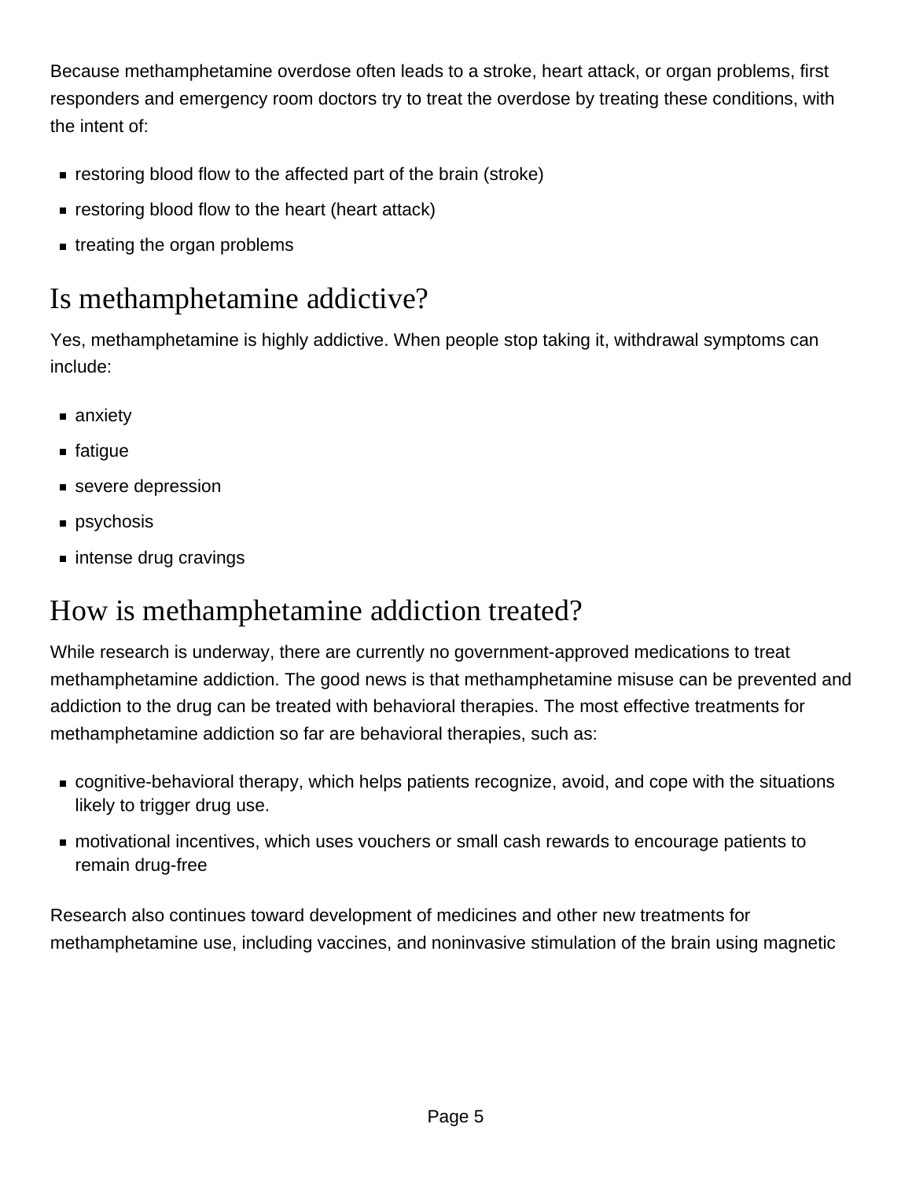Because methamphetamine overdose often leads to a stroke, heart attack, or organ problems, first responders and emergency room doctors try to treat the overdose by treating these conditions, with the intent of:

- restoring blood flow to the affected part of the brain (stroke)
- restoring blood flow to the heart (heart attack)
- treating the organ problems

## Is methamphetamine addictive?

Yes, methamphetamine is highly addictive. When people stop taking it, withdrawal symptoms can include:

- anxiety
- fatigue
- severe depression
- psychosis
- intense drug cravings

## How is methamphetamine addiction treated?

While research is underway, there are currently no government-approved medications to treat methamphetamine addiction. The good news is that methamphetamine misuse can be prevented and addiction to the drug can be treated with behavioral therapies. The most effective treatments for methamphetamine addiction so far are behavioral therapies, such as:

- cognitive-behavioral therapy, which helps patients recognize, avoid, and cope with the situations likely to trigger drug use.
- motivational incentives, which uses vouchers or small cash rewards to encourage patients to remain drug-free

Research also continues toward development of medicines and other new treatments for methamphetamine use, including vaccines, and noninvasive stimulation of the brain using magnetic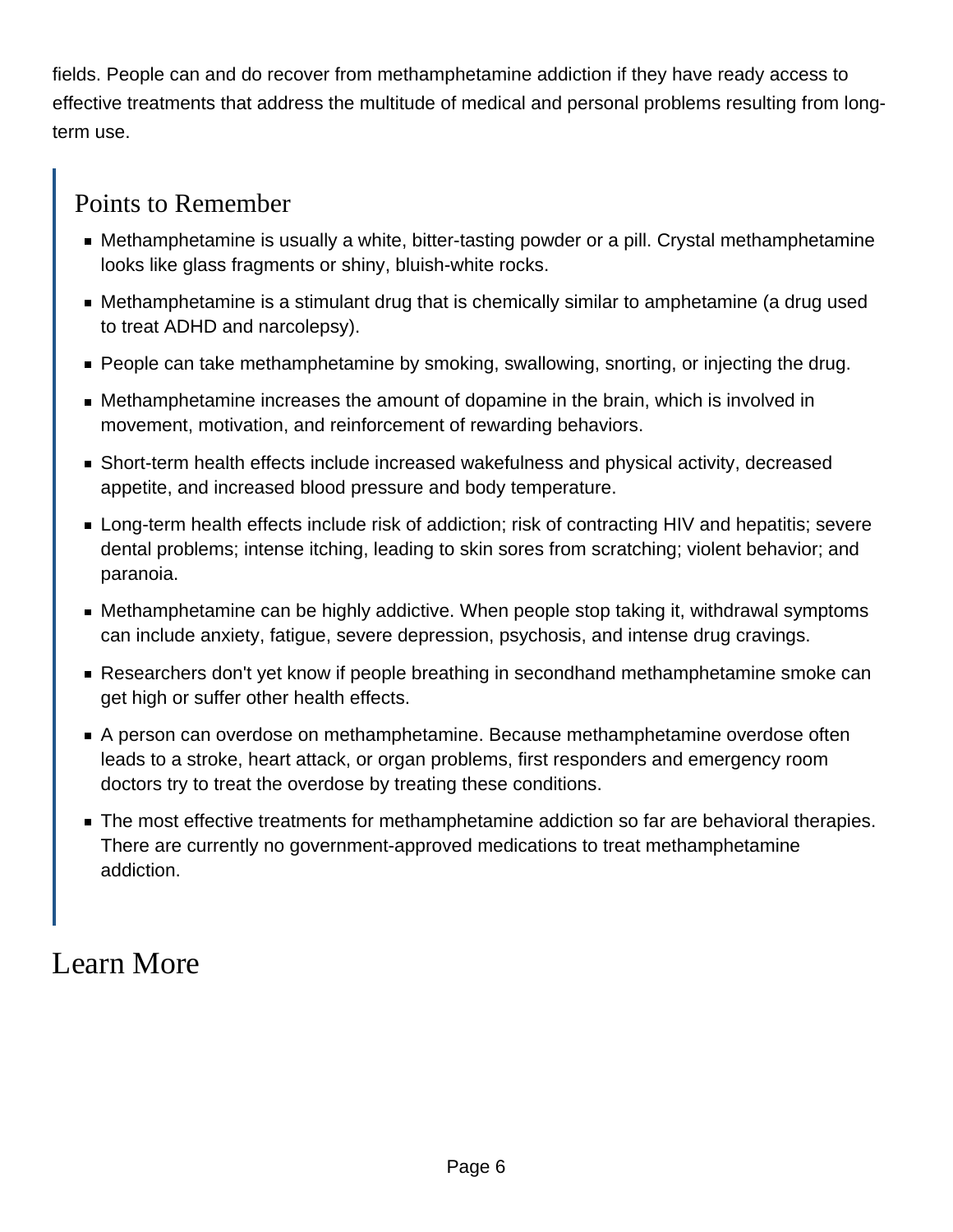fields. People can and do recover from methamphetamine addiction if they have ready access to effective treatments that address the multitude of medical and personal problems resulting from long-term use.

## Points to Remember

- Methamphetamine is usually a white, bitter-tasting powder or a pill. Crystal methamphetamine looks like glass fragments or shiny, bluish-white rocks.
- Methamphetamine is a stimulant drug that is chemically similar to amphetamine (a drug used to treat ADHD and narcolepsy).
- People can take methamphetamine by smoking, swallowing, snorting, or injecting the drug.
- Methamphetamine increases the amount of dopamine in the brain, which is involved in movement, motivation, and reinforcement of rewarding behaviors.
- Short-term health effects include increased wakefulness and physical activity, decreased appetite, and increased blood pressure and body temperature.
- Long-term health effects include risk of addiction; risk of contracting HIV and hepatitis; severe dental problems; intense itching, leading to skin sores from scratching; violent behavior; and paranoia.
- Methamphetamine can be highly addictive. When people stop taking it, withdrawal symptoms can include anxiety, fatigue, severe depression, psychosis, and intense drug cravings.
- Researchers don't yet know if people breathing in secondhand methamphetamine smoke can get high or suffer other health effects.
- A person can overdose on methamphetamine. Because methamphetamine overdose often leads to a stroke, heart attack, or organ problems, first responders and emergency room doctors try to treat the overdose by treating these conditions.
- The most effective treatments for methamphetamine addiction so far are behavioral therapies. There are currently no government-approved medications to treat methamphetamine addiction.

# Learn More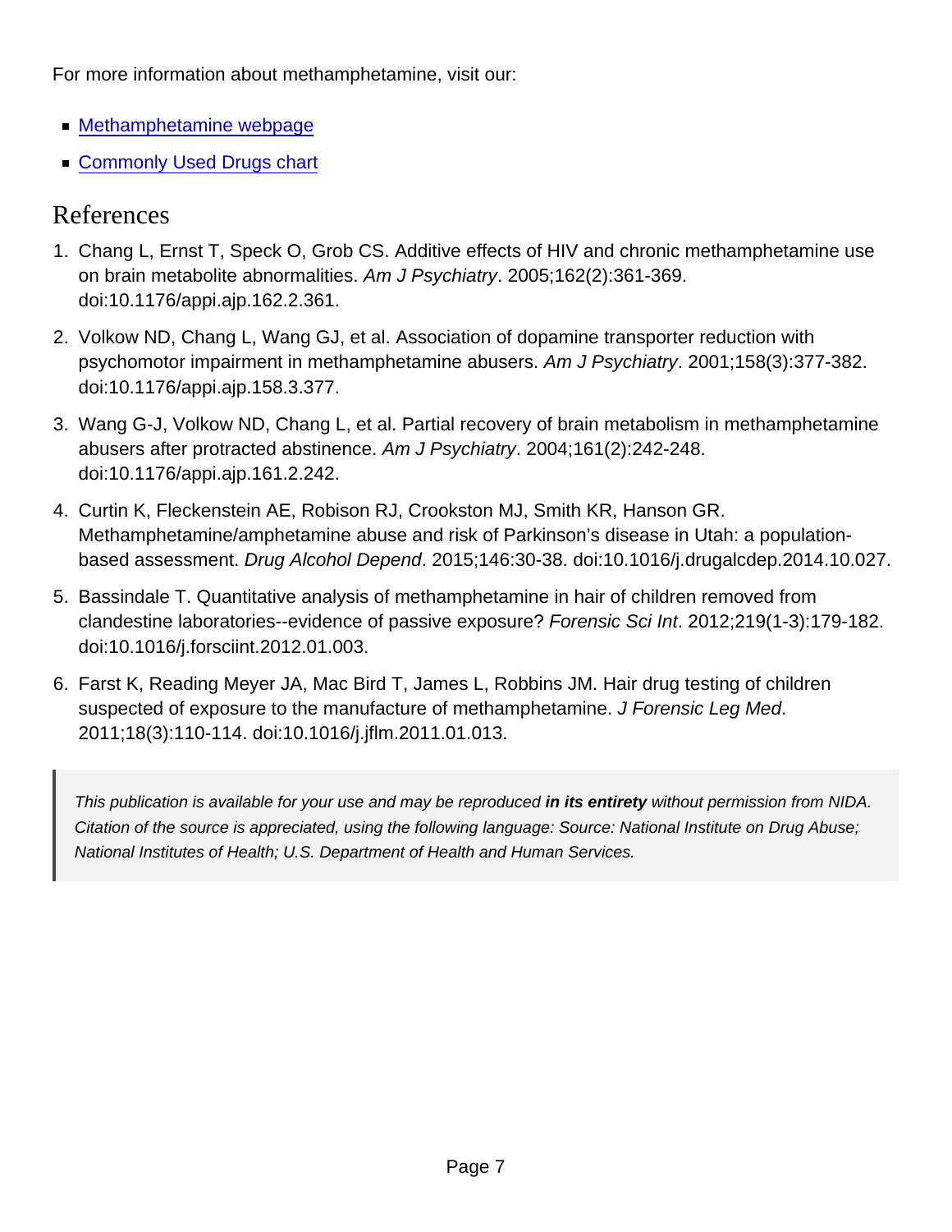For more information about methamphetamine, visit our:

- Methamphetamine webpage
- Commonly Used Drugs chart

## References

1. Chang L, Ernst T, Speck O, Grob CS. Additive effects of HIV and chronic methamphetamine use on brain metabolite abnormalities. *Am J Psychiatry*. 2005;162(2):361-369. doi:10.1176/appi.ajp.162.2.361.
2. Volkow ND, Chang L, Wang GJ, et al. Association of dopamine transporter reduction with psychomotor impairment in methamphetamine abusers. *Am J Psychiatry*. 2001;158(3):377-382. doi:10.1176/appi.ajp.158.3.377.
3. Wang G-J, Volkow ND, Chang L, et al. Partial recovery of brain metabolism in methamphetamine abusers after protracted abstinence. *Am J Psychiatry*. 2004;161(2):242-248. doi:10.1176/appi.ajp.161.2.242.
4. Curtin K, Fleckenstein AE, Robison RJ, Crookston MJ, Smith KR, Hanson GR. Methamphetamine/amphetamine abuse and risk of Parkinson's disease in Utah: a population-based assessment. *Drug Alcohol Depend*. 2015;146:30-38. doi:10.1016/j.drugalcdep.2014.10.027.
5. Bassindale T. Quantitative analysis of methamphetamine in hair of children removed from clandestine laboratories--evidence of passive exposure? *Forensic Sci Int*. 2012;219(1-3):179-182. doi:10.1016/j.forsciint.2012.01.003.
6. Farst K, Reading Meyer JA, Mac Bird T, James L, Robbins JM. Hair drug testing of children suspected of exposure to the manufacture of methamphetamine. *J Forensic Leg Med*. 2011;18(3):110-114. doi:10.1016/j.jflm.2011.01.013.

> *This publication is available for your use and may be reproduced **in its entirety** without permission from NIDA. Citation of the source is appreciated, using the following language: Source: National Institute on Drug Abuse; National Institutes of Health; U.S. Department of Health and Human Services.*